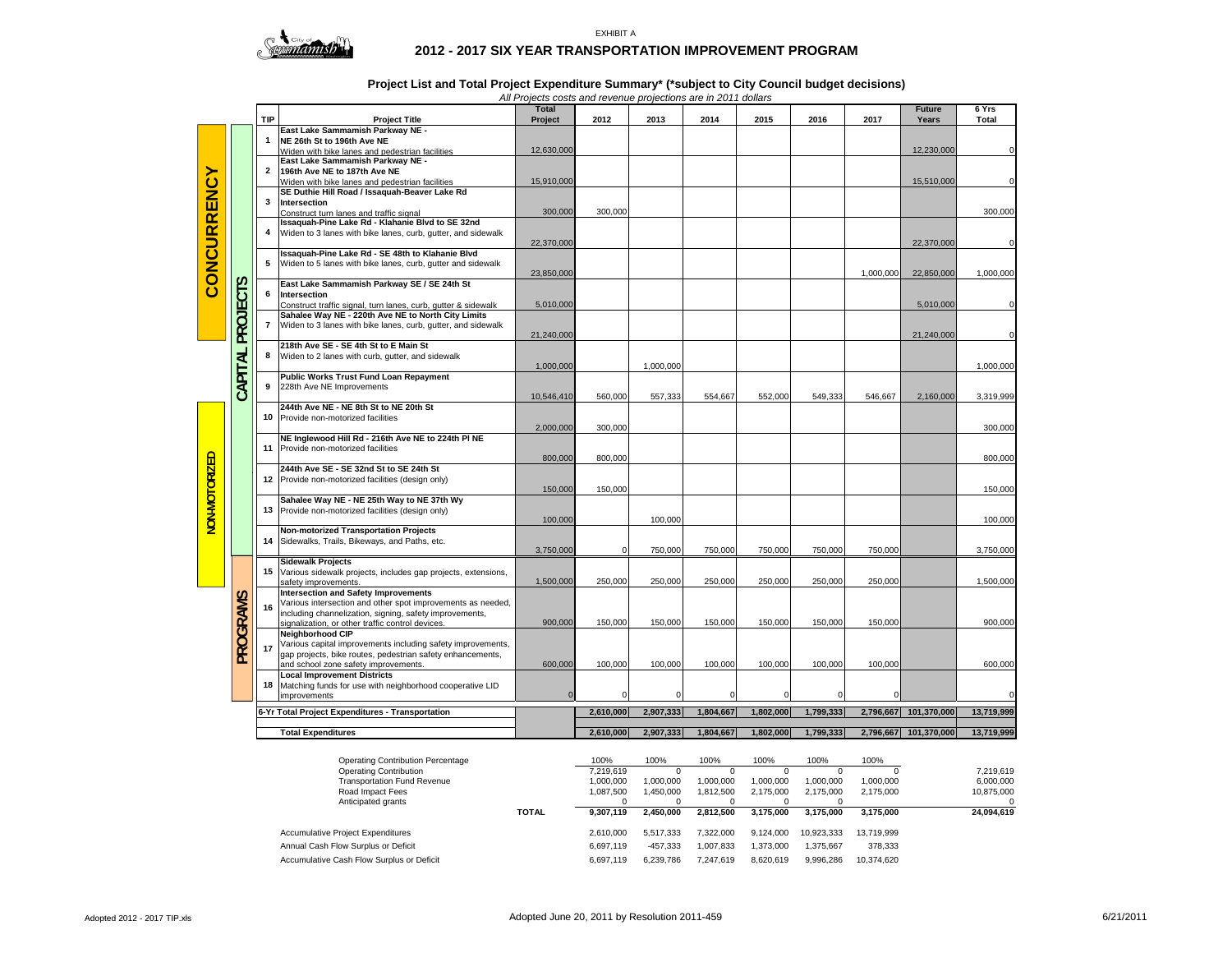EXHIBIT A

# 2012 - 2017 SIX YEAR TRANSPORTATION IMPROVEMENT PROGRAM

## Project List and Total Project Expenditure Summary* (*subject to City Council budget decisions)

*All Projects costs and revenue projections are in 2011 dollars*

| Category | Type | TIP | Project Title | Total Project | 2012 | 2013 | 2014 | 2015 | 2016 | 2017 | Future Years | 6 Yrs Total |
|---|---|---|---|---|---|---|---|---|---|---|---|---|
| CONCURRENCY | CAPITAL PROJECTS | 1 | **East Lake Sammamish Parkway NE - NE 26th St to 196th Ave NE** Widen with bike lanes and pedestrian facilities | 12,630,000 | | | | | | | 12,230,000 | 0 |
| CONCURRENCY | CAPITAL PROJECTS | 2 | **East Lake Sammamish Parkway NE - 196th Ave NE to 187th Ave NE** Widen with bike lanes and pedestrian facilities | 15,910,000 | | | | | | | 15,510,000 | 0 |
| CONCURRENCY | CAPITAL PROJECTS | 3 | **SE Duthie Hill Road / Issaquah-Beaver Lake Rd Intersection** Construct turn lanes and traffic signal | 300,000 | 300,000 | | | | | | | 300,000 |
| CONCURRENCY | CAPITAL PROJECTS | 4 | **Issaquah-Pine Lake Rd - Klahanie Blvd to SE 32nd** Widen to 3 lanes with bike lanes, curb, gutter, and sidewalk | 22,370,000 | | | | | | | 22,370,000 | 0 |
| CONCURRENCY | CAPITAL PROJECTS | 5 | **Issaquah-Pine Lake Rd - SE 48th to Klahanie Blvd** Widen to 5 lanes with bike lanes, curb, gutter and sidewalk | 23,850,000 | | | | | | 1,000,000 | 22,850,000 | 1,000,000 |
| CONCURRENCY | CAPITAL PROJECTS | 6 | **East Lake Sammamish Parkway SE / SE 24th St Intersection** Construct traffic signal, turn lanes, curb, gutter & sidewalk | 5,010,000 | | | | | | | 5,010,000 | 0 |
| CONCURRENCY | CAPITAL PROJECTS | 7 | **Sahalee Way NE - 220th Ave NE to North City Limits** Widen to 3 lanes with bike lanes, curb, gutter, and sidewalk | 21,240,000 | | | | | | | 21,240,000 | 0 |
| | CAPITAL PROJECTS | 8 | **218th Ave SE - SE 4th St to E Main St** Widen to 2 lanes with curb, gutter, and sidewalk | 1,000,000 | | 1,000,000 | | | | | | 1,000,000 |
| | CAPITAL PROJECTS | 9 | **Public Works Trust Fund Loan Repayment** 228th Ave NE Improvements | 10,546,410 | 560,000 | 557,333 | 554,667 | 552,000 | 549,333 | 546,667 | 2,160,000 | 3,319,999 |
| NON-MOTORIZED | CAPITAL PROJECTS | 10 | **244th Ave NE - NE 8th St to NE 20th St** Provide non-motorized facilities | 2,000,000 | 300,000 | | | | | | | 300,000 |
| NON-MOTORIZED | CAPITAL PROJECTS | 11 | **NE Inglewood Hill Rd - 216th Ave NE to 224th Pl NE** Provide non-motorized facilities | 800,000 | 800,000 | | | | | | | 800,000 |
| NON-MOTORIZED | CAPITAL PROJECTS | 12 | **244th Ave SE - SE 32nd St to SE 24th St** Provide non-motorized facilities (design only) | 150,000 | 150,000 | | | | | | | 150,000 |
| NON-MOTORIZED | CAPITAL PROJECTS | 13 | **Sahalee Way NE - NE 25th Way to NE 37th Wy** Provide non-motorized facilities (design only) | 100,000 | | 100,000 | | | | | | 100,000 |
| NON-MOTORIZED | CAPITAL PROJECTS | 14 | **Non-motorized Transportation Projects** Sidewalks, Trails, Bikeways, and Paths, etc. | 3,750,000 | 0 | 750,000 | 750,000 | 750,000 | 750,000 | 750,000 | | 3,750,000 |
| NON-MOTORIZED | PROGRAMS | 15 | **Sidewalk Projects** Various sidewalk projects, includes gap projects, extensions, safety improvements. | 1,500,000 | 250,000 | 250,000 | 250,000 | 250,000 | 250,000 | 250,000 | | 1,500,000 |
| | PROGRAMS | 16 | **Intersection and Safety Improvements** Various intersection and other spot improvements as needed, including channelization, signing, safety improvements, signalization, or other traffic control devices. | 900,000 | 150,000 | 150,000 | 150,000 | 150,000 | 150,000 | 150,000 | | 900,000 |
| | PROGRAMS | 17 | **Neighborhood CIP** Various capital improvements including safety improvements, gap projects, bike routes, pedestrian safety enhancements, and school zone safety improvements. | 600,000 | 100,000 | 100,000 | 100,000 | 100,000 | 100,000 | 100,000 | | 600,000 |
| | PROGRAMS | 18 | **Local Improvement Districts** Matching funds for use with neighborhood cooperative LID improvements | 0 | 0 | 0 | 0 | 0 | 0 | 0 | | 0 |
| | | | **6-Yr Total Project Expenditures - Transportation** | | 2,610,000 | 2,907,333 | 1,804,667 | 1,802,000 | 1,799,333 | 2,796,667 | 101,370,000 | 13,719,999 |
| | | | **Total Expenditures** | | 2,610,000 | 2,907,333 | 1,804,667 | 1,802,000 | 1,799,333 | 2,796,667 | 101,370,000 | 13,719,999 |

| | | 2012 | 2013 | 2014 | 2015 | 2016 | 2017 | 6 Yrs Total |
|---|---|---|---|---|---|---|---|---|
| Operating Contribution Percentage | | 100% | 100% | 100% | 100% | 100% | 100% | |
| Operating Contribution | | 7,219,619 | 0 | 0 | 0 | 0 | 0 | 7,219,619 |
| Transportation Fund Revenue | | 1,000,000 | 1,000,000 | 1,000,000 | 1,000,000 | 1,000,000 | 1,000,000 | 6,000,000 |
| Road Impact Fees | | 1,087,500 | 1,450,000 | 1,812,500 | 2,175,000 | 2,175,000 | 2,175,000 | 10,875,000 |
| Anticipated grants | | 0 | 0 | 0 | 0 | 0 | 0 | 0 |
| | **TOTAL** | **9,307,119** | **2,450,000** | **2,812,500** | **3,175,000** | **3,175,000** | **3,175,000** | **24,094,619** |
| Accumulative Project Expenditures | | 2,610,000 | 5,517,333 | 7,322,000 | 9,124,000 | 10,923,333 | 13,719,999 | |
| Annual Cash Flow Surplus or Deficit | | 6,697,119 | -457,333 | 1,007,833 | 1,373,000 | 1,375,667 | 378,333 | |
| Accumulative Cash Flow Surplus or Deficit | | 6,697,119 | 6,239,786 | 7,247,619 | 8,620,619 | 9,996,286 | 10,374,620 | |

Adopted June 20, 2011 by Resolution 2011-459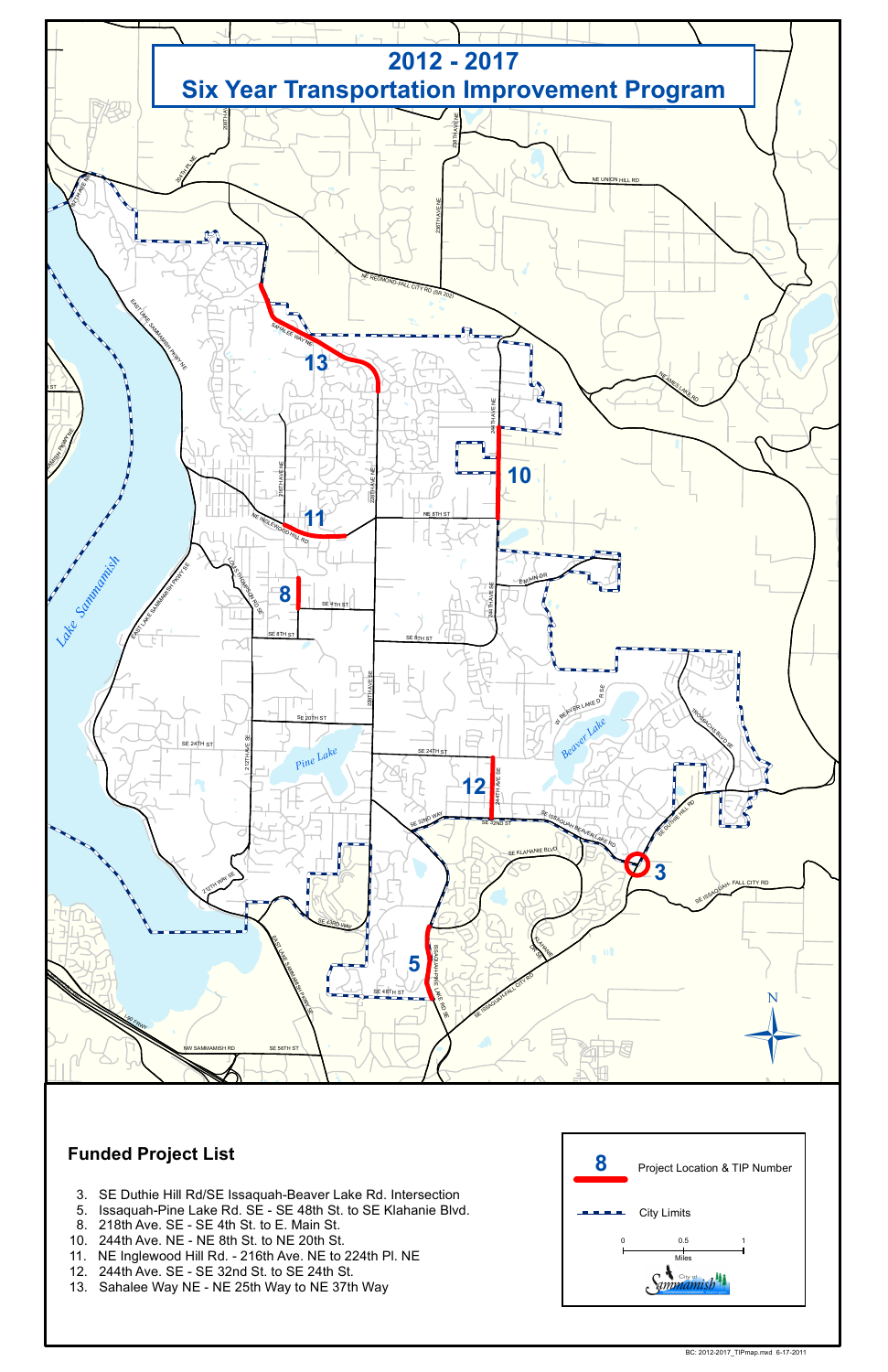# 2012 - 2017
# Six Year Transportation Improvement Program

## Funded Project List

3. SE Duthie Hill Rd/SE Issaquah-Beaver Lake Rd. Intersection
5. Issaquah-Pine Lake Rd. SE - SE 48th St. to SE Klahanie Blvd.
8. 218th Ave. SE - SE 4th St. to E. Main St.
10. 244th Ave. NE - NE 8th St. to NE 20th St.
11. NE Inglewood Hill Rd. - 216th Ave. NE to 224th Pl. NE
12. 244th Ave. SE - SE 32nd St. to SE 24th St.
13. Sahalee Way NE - NE 25th Way to NE 37th Way

8 Project Location & TIP Number

City Limits

0 0.5 1
Miles

City of Sammamish

BC: 2012-2017_TIPmap.mxd 6-17-2011